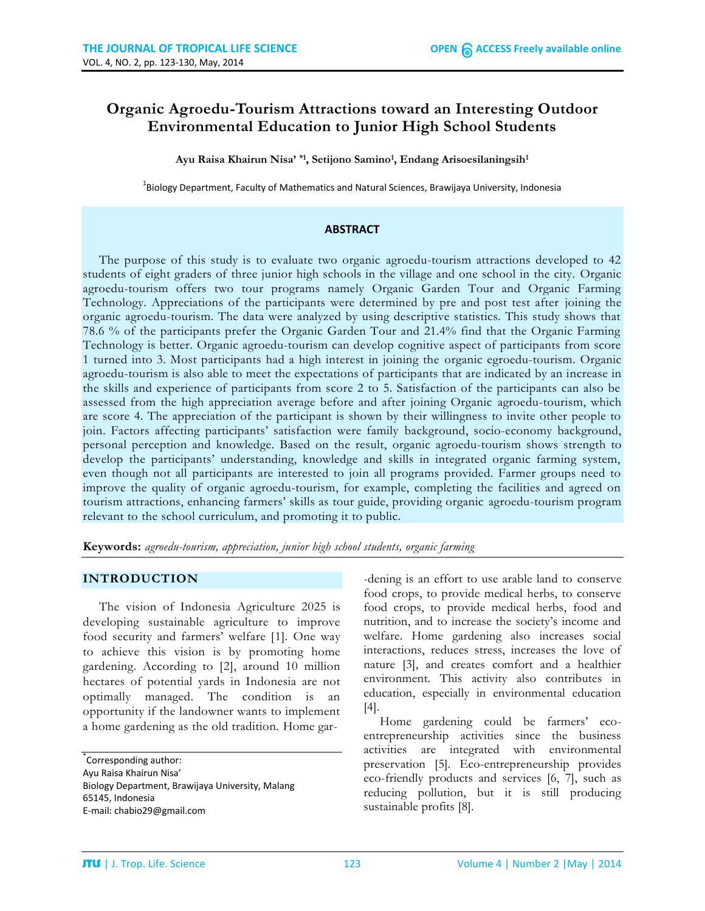# Organic Agroedu-Tourism Attractions toward an Interesting Outdoor Environmental Education to Junior High School Students

**Ayu Raisa Khairun Nisa' [*1], Setijono Samino[1], Endang Arisoesilaningsih[1]**

[1]Biology Department, Faculty of Mathematics and Natural Sciences, Brawijaya University, Indonesia

## ABSTRACT

The purpose of this study is to evaluate two organic agroedu-tourism attractions developed to 42 students of eight graders of three junior high schools in the village and one school in the city. Organic agroedu-tourism offers two tour programs namely Organic Garden Tour and Organic Farming Technology. Appreciations of the participants were determined by pre and post test after joining the organic agroedu-tourism. The data were analyzed by using descriptive statistics. This study shows that 78.6 % of the participants prefer the Organic Garden Tour and 21.4% find that the Organic Farming Technology is better. Organic agroedu-tourism can develop cognitive aspect of participants from score 1 turned into 3. Most participants had a high interest in joining the organic egroedu-tourism. Organic agroedu-tourism is also able to meet the expectations of participants that are indicated by an increase in the skills and experience of participants from score 2 to 5. Satisfaction of the participants can also be assessed from the high appreciation average before and after joining Organic agroedu-tourism, which are score 4. The appreciation of the participant is shown by their willingness to invite other people to join. Factors affecting participants' satisfaction were family background, socio-economy background, personal perception and knowledge. Based on the result, organic agroedu-tourism shows strength to develop the participants' understanding, knowledge and skills in integrated organic farming system, even though not all participants are interested to join all programs provided. Farmer groups need to improve the quality of organic agroedu-tourism, for example, completing the facilities and agreed on tourism attractions, enhancing farmers' skills as tour guide, providing organic agroedu-tourism program relevant to the school curriculum, and promoting it to public.

**Keywords:** *agroedu-tourism, appreciation, junior high school students, organic farming*

## INTRODUCTION

The vision of Indonesia Agriculture 2025 is developing sustainable agriculture to improve food security and farmers' welfare [1]. One way to achieve this vision is by promoting home gardening. According to [2], around 10 million hectares of potential yards in Indonesia are not optimally managed. The condition is an opportunity if the landowner wants to implement a home gardening as the old tradition. Home gardening is an effort to use arable land to conserve food crops, to provide medical herbs, to conserve food crops, to provide medical herbs, food and nutrition, and to increase the society's income and welfare. Home gardening also increases social interactions, reduces stress, increases the love of nature [3], and creates comfort and a healthier environment. This activity also contributes in education, especially in environmental education [4].

Home gardening could be farmers' eco-entrepreneurship activities since the business activities are integrated with environmental preservation [5]. Eco-entrepreneurship provides eco-friendly products and services [6, 7], such as reducing pollution, but it is still producing sustainable profits [8].

*Corresponding author:
Ayu Raisa Khairun Nisa'
Biology Department, Brawijaya University, Malang 65145, Indonesia
E-mail: chabio29@gmail.com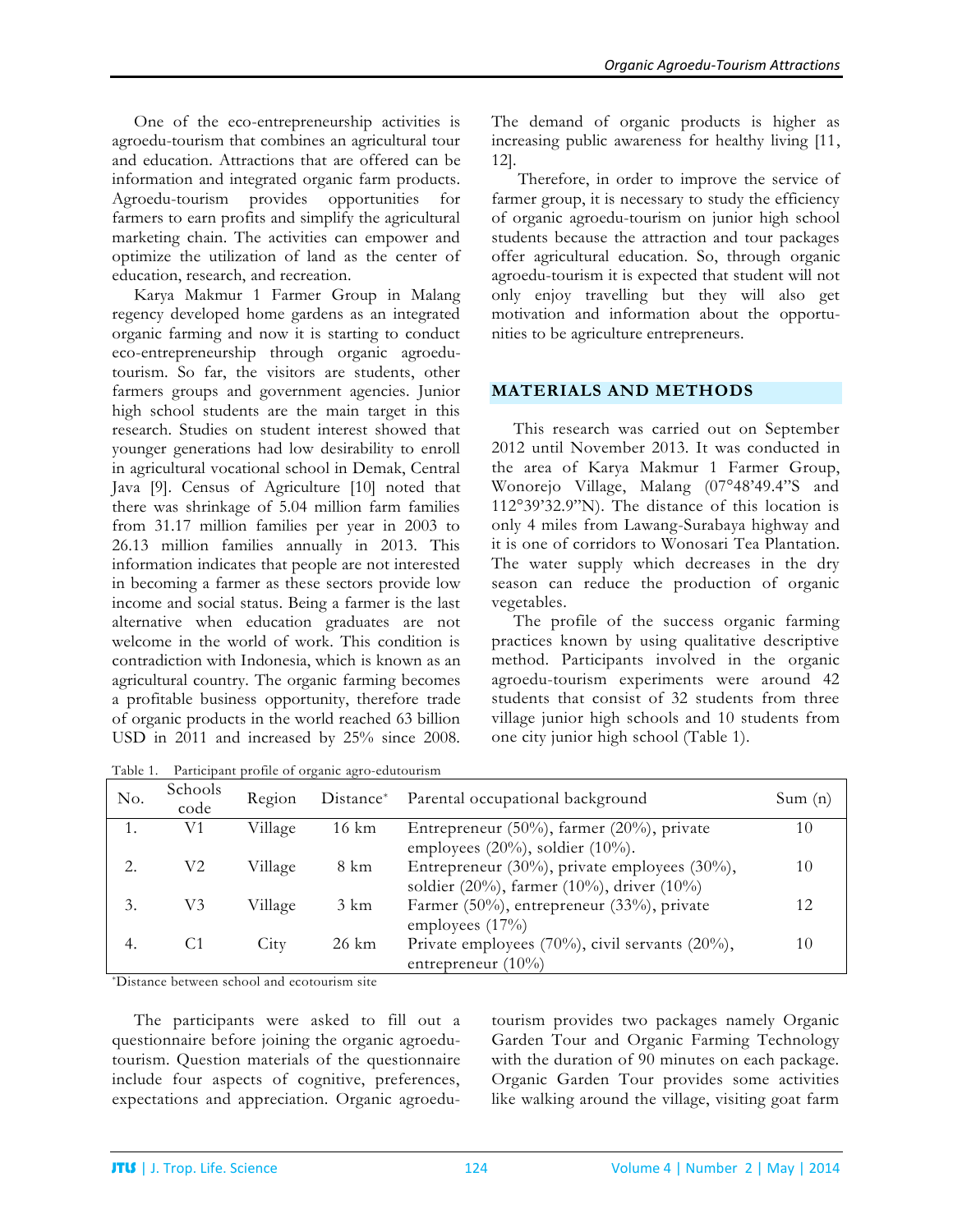One of the eco-entrepreneurship activities is agroedu-tourism that combines an agricultural tour and education. Attractions that are offered can be information and integrated organic farm products. Agroedu-tourism provides opportunities for farmers to earn profits and simplify the agricultural marketing chain. The activities can empower and optimize the utilization of land as the center of education, research, and recreation.

Karya Makmur 1 Farmer Group in Malang regency developed home gardens as an integrated organic farming and now it is starting to conduct eco-entrepreneurship through organic agroedu-tourism. So far, the visitors are students, other farmers groups and government agencies. Junior high school students are the main target in this research. Studies on student interest showed that younger generations had low desirability to enroll in agricultural vocational school in Demak, Central Java [9]. Census of Agriculture [10] noted that there was shrinkage of 5.04 million farm families from 31.17 million families per year in 2003 to 26.13 million families annually in 2013. This information indicates that people are not interested in becoming a farmer as these sectors provide low income and social status. Being a farmer is the last alternative when education graduates are not welcome in the world of work. This condition is contradiction with Indonesia, which is known as an agricultural country. The organic farming becomes a profitable business opportunity, therefore trade of organic products in the world reached 63 billion USD in 2011 and increased by 25% since 2008. The demand of organic products is higher as increasing public awareness for healthy living [11, 12].

Therefore, in order to improve the service of farmer group, it is necessary to study the efficiency of organic agroedu-tourism on junior high school students because the attraction and tour packages offer agricultural education. So, through organic agroedu-tourism it is expected that student will not only enjoy travelling but they will also get motivation and information about the opportunities to be agriculture entrepreneurs.

## MATERIALS AND METHODS

This research was carried out on September 2012 until November 2013. It was conducted in the area of Karya Makmur 1 Farmer Group, Wonorejo Village, Malang (07°48'49.4"S and 112°39'32.9"N). The distance of this location is only 4 miles from Lawang-Surabaya highway and it is one of corridors to Wonosari Tea Plantation. The water supply which decreases in the dry season can reduce the production of organic vegetables.

The profile of the success organic farming practices known by using qualitative descriptive method. Participants involved in the organic agroedu-tourism experiments were around 42 students that consist of 32 students from three village junior high schools and 10 students from one city junior high school (Table 1).

Table 1. Participant profile of organic agro-edutourism

| No. | Schools code | Region | Distance* | Parental occupational background | Sum (n) |
|---|---|---|---|---|---|
| 1. | V1 | Village | 16 km | Entrepreneur (50%), farmer (20%), private employees (20%), soldier (10%). | 10 |
| 2. | V2 | Village | 8 km | Entrepreneur (30%), private employees (30%), soldier (20%), farmer (10%), driver (10%) | 10 |
| 3. | V3 | Village | 3 km | Farmer (50%), entrepreneur (33%), private employees (17%) | 12 |
| 4. | C1 | City | 26 km | Private employees (70%), civil servants (20%), entrepreneur (10%) | 10 |

*Distance between school and ecotourism site

The participants were asked to fill out a questionnaire before joining the organic agroedu-tourism. Question materials of the questionnaire include four aspects of cognitive, preferences, expectations and appreciation. Organic agroedu-tourism provides two packages namely Organic Garden Tour and Organic Farming Technology with the duration of 90 minutes on each package. Organic Garden Tour provides some activities like walking around the village, visiting goat farm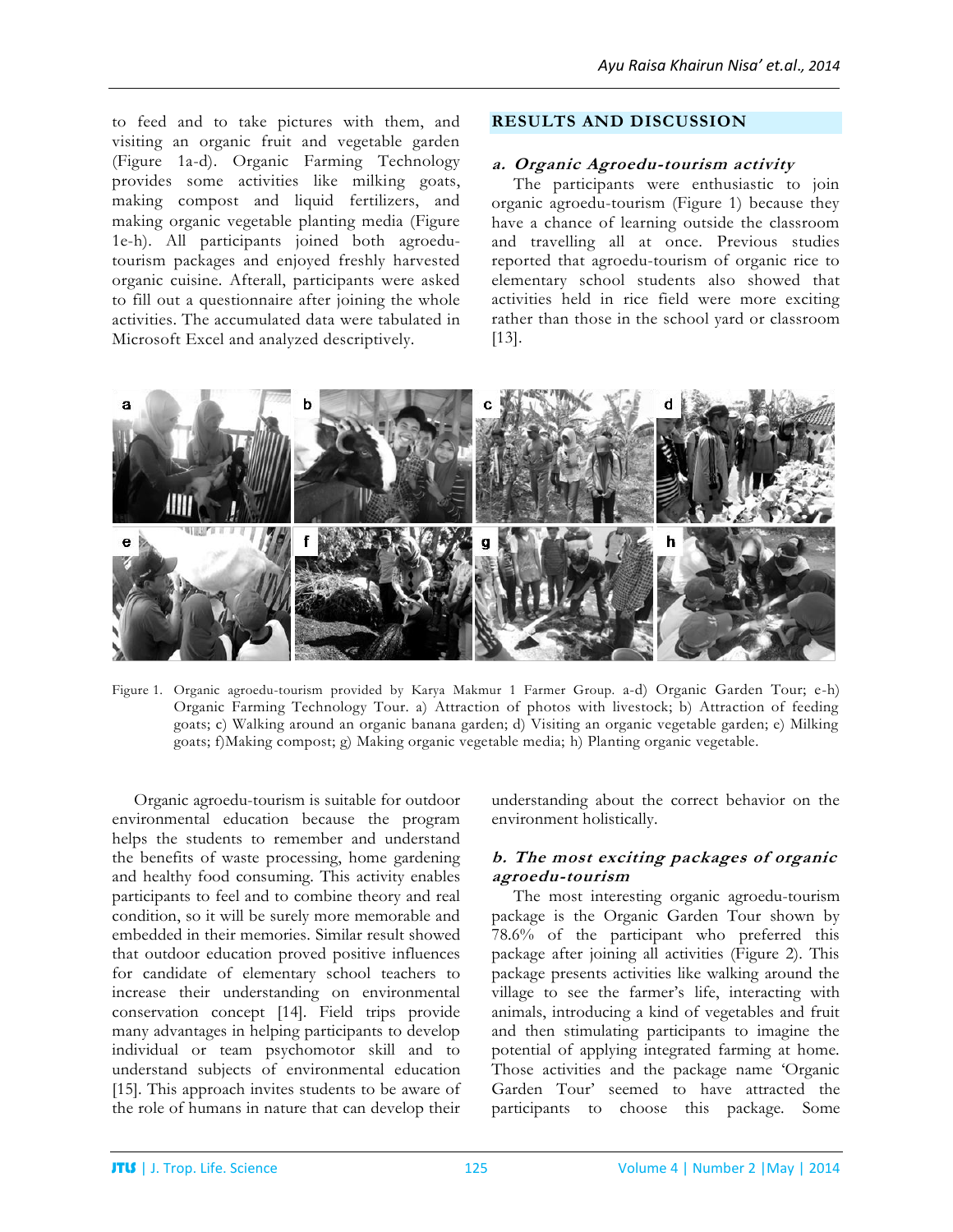to feed and to take pictures with them, and visiting an organic fruit and vegetable garden (Figure 1a-d). Organic Farming Technology provides some activities like milking goats, making compost and liquid fertilizers, and making organic vegetable planting media (Figure 1e-h). All participants joined both agroedu-tourism packages and enjoyed freshly harvested organic cuisine. Afterall, participants were asked to fill out a questionnaire after joining the whole activities. The accumulated data were tabulated in Microsoft Excel and analyzed descriptively.

## RESULTS AND DISCUSSION

### *a. Organic Agroedu-tourism activity*

The participants were enthusiastic to join organic agroedu-tourism (Figure 1) because they have a chance of learning outside the classroom and travelling all at once. Previous studies reported that agroedu-tourism of organic rice to elementary school students also showed that activities held in rice field were more exciting rather than those in the school yard or classroom [13].

Figure 1. Organic agroedu-tourism provided by Karya Makmur 1 Farmer Group. a-d) Organic Garden Tour; e-h) Organic Farming Technology Tour. a) Attraction of photos with livestock; b) Attraction of feeding goats; c) Walking around an organic banana garden; d) Visiting an organic vegetable garden; e) Milking goats; f)Making compost; g) Making organic vegetable media; h) Planting organic vegetable.

Organic agroedu-tourism is suitable for outdoor environmental education because the program helps the students to remember and understand the benefits of waste processing, home gardening and healthy food consuming. This activity enables participants to feel and to combine theory and real condition, so it will be surely more memorable and embedded in their memories. Similar result showed that outdoor education proved positive influences for candidate of elementary school teachers to increase their understanding on environmental conservation concept [14]. Field trips provide many advantages in helping participants to develop individual or team psychomotor skill and to understand subjects of environmental education [15]. This approach invites students to be aware of the role of humans in nature that can develop their understanding about the correct behavior on the environment holistically.

### *b. The most exciting packages of organic agroedu-tourism*

The most interesting organic agroedu-tourism package is the Organic Garden Tour shown by 78.6% of the participant who preferred this package after joining all activities (Figure 2). This package presents activities like walking around the village to see the farmer's life, interacting with animals, introducing a kind of vegetables and fruit and then stimulating participants to imagine the potential of applying integrated farming at home. Those activities and the package name 'Organic Garden Tour' seemed to have attracted the participants to choose this package. Some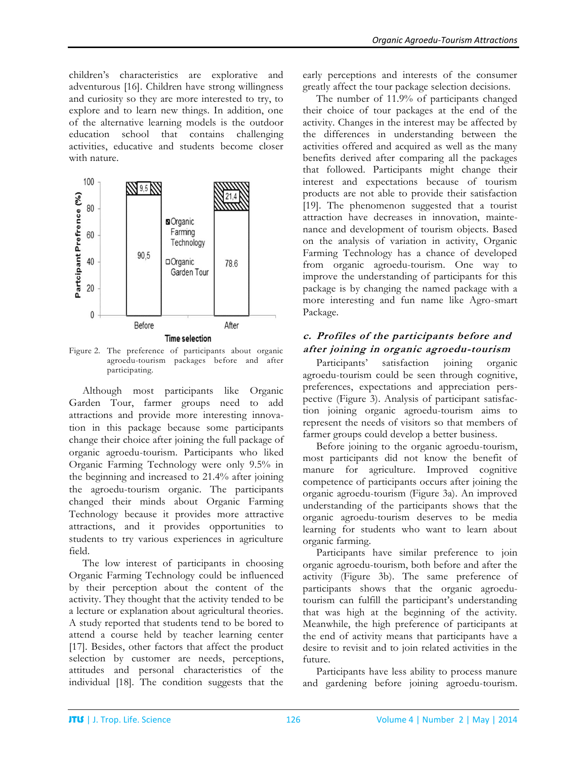children's characteristics are explorative and adventurous [16]. Children have strong willingness and curiosity so they are more interested to try, to explore and to learn new things. In addition, one of the alternative learning models is the outdoor education school that contains challenging activities, educative and students become closer with nature.

100
80
60
40
20
0
Partcipant Prefrence (%)
9,5
90,5
21,4
78.6
Organic Farming Technology
Organic Garden Tour
Before
After
Time selection

Figure 2. The preference of participants about organic agroedu-tourism packages before and after participating.

Although most participants like Organic Garden Tour, farmer groups need to add attractions and provide more interesting innovation in this package because some participants change their choice after joining the full package of organic agroedu-tourism. Participants who liked Organic Farming Technology were only 9.5% in the beginning and increased to 21.4% after joining the agroedu-tourism organic. The participants changed their minds about Organic Farming Technology because it provides more attractive attractions, and it provides opportunities to students to try various experiences in agriculture field.

The low interest of participants in choosing Organic Farming Technology could be influenced by their perception about the content of the activity. They thought that the activity tended to be a lecture or explanation about agricultural theories. A study reported that students tend to be bored to attend a course held by teacher learning center [17]. Besides, other factors that affect the product selection by customer are needs, perceptions, attitudes and personal characteristics of the individual [18]. The condition suggests that the early perceptions and interests of the consumer greatly affect the tour package selection decisions.

The number of 11.9% of participants changed their choice of tour packages at the end of the activity. Changes in the interest may be affected by the differences in understanding between the activities offered and acquired as well as the many benefits derived after comparing all the packages that followed. Participants might change their interest and expectations because of tourism products are not able to provide their satisfaction [19]. The phenomenon suggested that a tourist attraction have decreases in innovation, maintenance and development of tourism objects. Based on the analysis of variation in activity, Organic Farming Technology has a chance of developed from organic agroedu-tourism. One way to improve the understanding of participants for this package is by changing the named package with a more interesting and fun name like Agro-smart Package.

### *c. Profiles of the participants before and after joining in organic agroedu-tourism*

Participants' satisfaction joining organic agroedu-tourism could be seen through cognitive, preferences, expectations and appreciation perspective (Figure 3). Analysis of participant satisfaction joining organic agroedu-tourism aims to represent the needs of visitors so that members of farmer groups could develop a better business.

Before joining to the organic agroedu-tourism, most participants did not know the benefit of manure for agriculture. Improved cognitive competence of participants occurs after joining the organic agroedu-tourism (Figure 3a). An improved understanding of the participants shows that the organic agroedu-tourism deserves to be media learning for students who want to learn about organic farming.

Participants have similar preference to join organic agroedu-tourism, both before and after the activity (Figure 3b). The same preference of participants shows that the organic agroedu-tourism can fulfill the participant's understanding that was high at the beginning of the activity. Meanwhile, the high preference of participants at the end of activity means that participants have a desire to revisit and to join related activities in the future.

Participants have less ability to process manure and gardening before joining agroedu-tourism.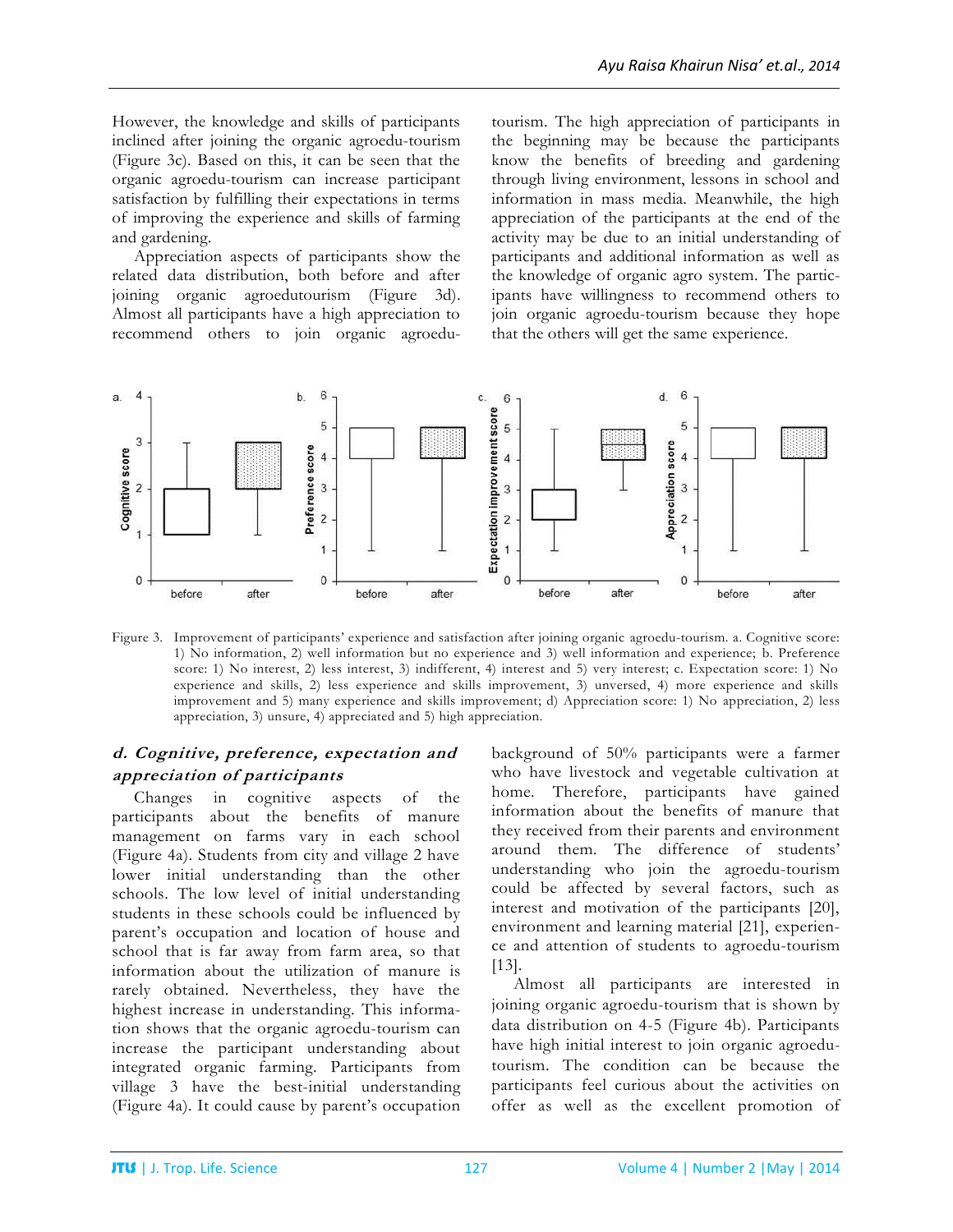However, the knowledge and skills of participants inclined after joining the organic agroedu-tourism (Figure 3c). Based on this, it can be seen that the organic agroedu-tourism can increase participant satisfaction by fulfilling their expectations in terms of improving the experience and skills of farming and gardening.

Appreciation aspects of participants show the related data distribution, both before and after joining organic agroedutourism (Figure 3d). Almost all participants have a high appreciation to recommend others to join organic agroedu-tourism. The high appreciation of participants in the beginning may be because the participants know the benefits of breeding and gardening through living environment, lessons in school and information in mass media. Meanwhile, the high appreciation of the participants at the end of the activity may be due to an initial understanding of participants and additional information as well as the knowledge of organic agro system. The participants have willingness to recommend others to join organic agroedu-tourism because they hope that the others will get the same experience.

a.
Cognitive score
0
1
2
3
4
before
after

b.
Preference score
0
1
2
3
4
5
6
before
after

c.
Expectation improvement score
0
1
2
3
4
5
6
before
after

d.
Appreciation score
0
1
2
3
4
5
6
before
after

Figure 3. Improvement of participants' experience and satisfaction after joining organic agroedu-tourism. a. Cognitive score: 1) No information, 2) well information but no experience and 3) well information and experience; b. Preference score: 1) No interest, 2) less interest, 3) indifferent, 4) interest and 5) very interest; c. Expectation score: 1) No experience and skills, 2) less experience and skills improvement, 3) unversed, 4) more experience and skills improvement and 5) many experience and skills improvement; d) Appreciation score: 1) No appreciation, 2) less appreciation, 3) unsure, 4) appreciated and 5) high appreciation.

### *d. Cognitive, preference, expectation and appreciation of participants*

Changes in cognitive aspects of the participants about the benefits of manure management on farms vary in each school (Figure 4a). Students from city and village 2 have lower initial understanding than the other schools. The low level of initial understanding students in these schools could be influenced by parent's occupation and location of house and school that is far away from farm area, so that information about the utilization of manure is rarely obtained. Nevertheless, they have the highest increase in understanding. This information shows that the organic agroedu-tourism can increase the participant understanding about integrated organic farming. Participants from village 3 have the best-initial understanding (Figure 4a). It could cause by parent's occupation background of 50% participants were a farmer who have livestock and vegetable cultivation at home. Therefore, participants have gained information about the benefits of manure that they received from their parents and environment around them. The difference of students' understanding who join the agroedu-tourism could be affected by several factors, such as interest and motivation of the participants [20], environment and learning material [21], experience and attention of students to agroedu-tourism [13].

Almost all participants are interested in joining organic agroedu-tourism that is shown by data distribution on 4-5 (Figure 4b). Participants have high initial interest to join organic agroedu-tourism. The condition can be because the participants feel curious about the activities on offer as well as the excellent promotion of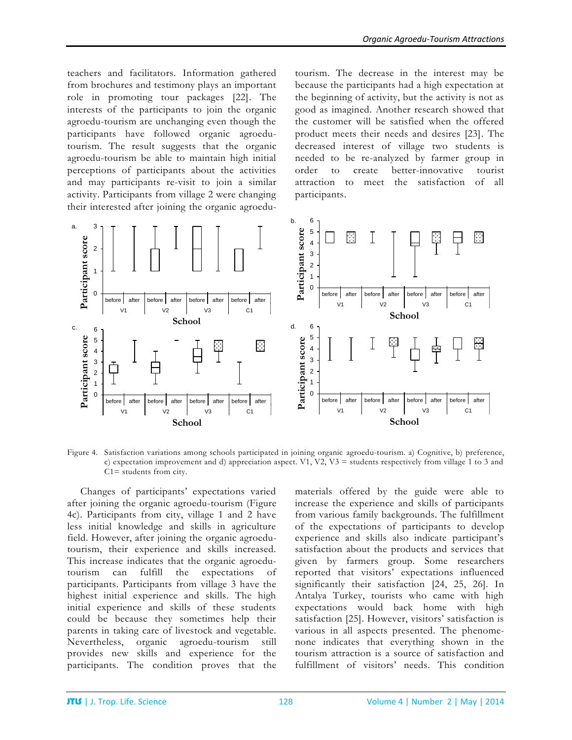teachers and facilitators. Information gathered from brochures and testimony plays an important role in promoting tour packages [22]. The interests of the participants to join the organic agroedu-tourism are unchanging even though the participants have followed organic agroedu-tourism. The result suggests that the organic agroedu-tourism be able to maintain high initial perceptions of participants about the activities and may participants re-visit to join a similar activity. Participants from village 2 were changing their interested after joining the organic agroedu-tourism. The decrease in the interest may be because the participants had a high expectation at the beginning of activity, but the activity is not as good as imagined. Another research showed that the customer will be satisfied when the offered product meets their needs and desires [23]. The decreased interest of village two students is needed to be re-analyzed by farmer group in order to create better-innovative tourist attraction to meet the satisfaction of all participants.

a.
Participant score
0 1 2 3
before after before after before after before after
V1 V2 V3 C1
School

b.
Participant score
0 1 2 3 4 5 6
before after before after before after before after
V1 V2 V3 C1
School

c.
Participant score
0 1 2 3 4 5 6
before after before after before after before after
V1 V2 V3 C1
School

d.
Participant score
0 1 2 3 4 5 6
before after before after before after before after
V1 V2 V3 C1
School

Figure 4. Satisfaction variations among schools participated in joining organic agroedu-tourism. a) Cognitive, b) preference, c) expectation improvement and d) appreciation aspect. V1, V2, V3 = students respectively from village 1 to 3 and C1= students from city.

Changes of participants' expectations varied after joining the organic agroedu-tourism (Figure 4c). Participants from city, village 1 and 2 have less initial knowledge and skills in agriculture field. However, after joining the organic agroedu-tourism, their experience and skills increased. This increase indicates that the organic agroedu-tourism can fulfill the expectations of participants. Participants from village 3 have the highest initial experience and skills. The high initial experience and skills of these students could be because they sometimes help their parents in taking care of livestock and vegetable. Nevertheless, organic agroedu-tourism still provides new skills and experience for the participants. The condition proves that the materials offered by the guide were able to increase the experience and skills of participants from various family backgrounds. The fulfillment of the expectations of participants to develop experience and skills also indicate participant's satisfaction about the products and services that given by farmers group. Some researchers reported that visitors' expectations influenced significantly their satisfaction [24, 25, 26]. In Antalya Turkey, tourists who came with high expectations would back home with high satisfaction [25]. However, visitors' satisfaction is various in all aspects presented. The phenomenone indicates that everything shown in the tourism attraction is a source of satisfaction and fulfillment of visitors' needs. This condition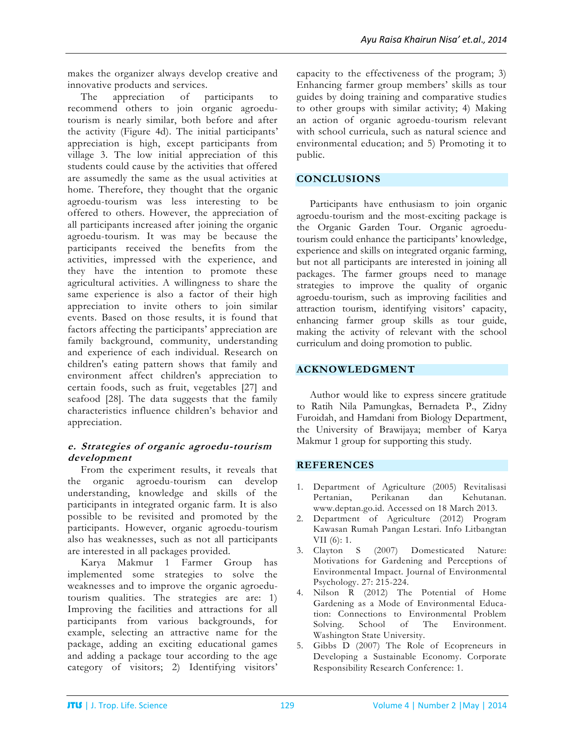makes the organizer always develop creative and innovative products and services.

The appreciation of participants to recommend others to join organic agroedu-tourism is nearly similar, both before and after the activity (Figure 4d). The initial participants' appreciation is high, except participants from village 3. The low initial appreciation of this students could cause by the activities that offered are assumedly the same as the usual activities at home. Therefore, they thought that the organic agroedu-tourism was less interesting to be offered to others. However, the appreciation of all participants increased after joining the organic agroedu-tourism. It was may be because the participants received the benefits from the activities, impressed with the experience, and they have the intention to promote these agricultural activities. A willingness to share the same experience is also a factor of their high appreciation to invite others to join similar events. Based on those results, it is found that factors affecting the participants' appreciation are family background, community, understanding and experience of each individual. Research on children's eating pattern shows that family and environment affect children's appreciation to certain foods, such as fruit, vegetables [27] and seafood [28]. The data suggests that the family characteristics influence children's behavior and appreciation.

#### *e. Strategies of organic agroedu-tourism development*

From the experiment results, it reveals that the organic agroedu-tourism can develop understanding, knowledge and skills of the participants in integrated organic farm. It is also possible to be revisited and promoted by the participants. However, organic agroedu-tourism also has weaknesses, such as not all participants are interested in all packages provided.

Karya Makmur 1 Farmer Group has implemented some strategies to solve the weaknesses and to improve the organic agroedu-tourism qualities. The strategies are are: 1) Improving the facilities and attractions for all participants from various backgrounds, for example, selecting an attractive name for the package, adding an exciting educational games and adding a package tour according to the age category of visitors; 2) Identifying visitors' capacity to the effectiveness of the program; 3) Enhancing farmer group members' skills as tour guides by doing training and comparative studies to other groups with similar activity; 4) Making an action of organic agroedu-tourism relevant with school curricula, such as natural science and environmental education; and 5) Promoting it to public.

## CONCLUSIONS

Participants have enthusiasm to join organic agroedu-tourism and the most-exciting package is the Organic Garden Tour. Organic agroedu-tourism could enhance the participants' knowledge, experience and skills on integrated organic farming, but not all participants are interested in joining all packages. The farmer groups need to manage strategies to improve the quality of organic agroedu-tourism, such as improving facilities and attraction tourism, identifying visitors' capacity, enhancing farmer group skills as tour guide, making the activity of relevant with the school curriculum and doing promotion to public.

## ACKNOWLEDGMENT

Author would like to express sincere gratitude to Ratih Nila Pamungkas, Bernadeta P., Zidny Furoidah, and Hamdani from Biology Department, the University of Brawijaya; member of Karya Makmur 1 group for supporting this study.

## REFERENCES

1. Department of Agriculture (2005) Revitalisasi Pertanian, Perikanan dan Kehutanan. www.deptan.go.id. Accessed on 18 March 2013.
2. Department of Agriculture (2012) Program Kawasan Rumah Pangan Lestari. Info Litbangtan VII (6): 1.
3. Clayton S (2007) Domesticated Nature: Motivations for Gardening and Perceptions of Environmental Impact. Journal of Environmental Psychology. 27: 215-224.
4. Nilson R (2012) The Potential of Home Gardening as a Mode of Environmental Education: Connections to Environmental Problem Solving. School of The Environment. Washington State University.
5. Gibbs D (2007) The Role of Ecopreneurs in Developing a Sustainable Economy. Corporate Responsibility Research Conference: 1.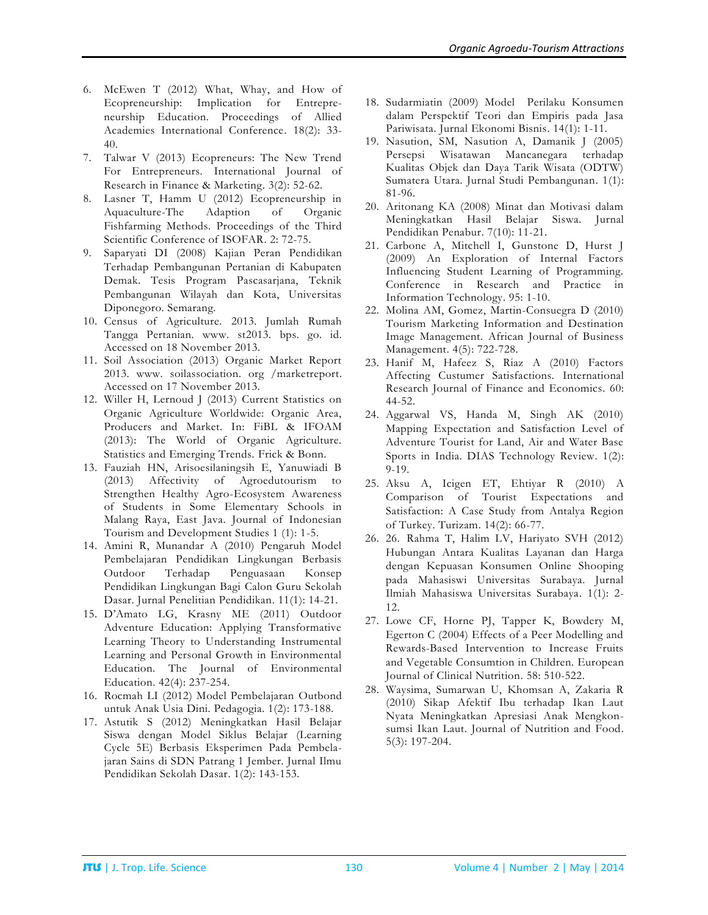6. McEwen T (2012) What, Whay, and How of Ecopreneurship: Implication for Entrepreneurship Education. Proceedings of Allied Academies International Conference. 18(2): 33-40.
7. Talwar V (2013) Ecopreneurs: The New Trend For Entrepreneurs. International Journal of Research in Finance & Marketing. 3(2): 52-62.
8. Lasner T, Hamm U (2012) Ecopreneurship in Aquaculture-The Adaption of Organic Fishfarming Methods. Proceedings of the Third Scientific Conference of ISOFAR. 2: 72-75.
9. Saparyati DI (2008) Kajian Peran Pendidikan Terhadap Pembangunan Pertanian di Kabupaten Demak. Tesis Program Pascasarjana, Teknik Pembangunan Wilayah dan Kota, Universitas Diponegoro. Semarang.
10. Census of Agriculture. 2013. Jumlah Rumah Tangga Pertanian. www. st2013. bps. go. id. Accessed on 18 November 2013.
11. Soil Association (2013) Organic Market Report 2013. www. soilassociation. org /marketreport. Accessed on 17 November 2013.
12. Willer H, Lernoud J (2013) Current Statistics on Organic Agriculture Worldwide: Organic Area, Producers and Market. In: FiBL & IFOAM (2013): The World of Organic Agriculture. Statistics and Emerging Trends. Frick & Bonn.
13. Fauziah HN, Arisoesilaningsih E, Yanuwiadi B (2013) Affectivity of Agroedutourism to Strengthen Healthy Agro-Ecosystem Awareness of Students in Some Elementary Schools in Malang Raya, East Java. Journal of Indonesian Tourism and Development Studies 1 (1): 1-5.
14. Amini R, Munandar A (2010) Pengaruh Model Pembelajaran Pendidikan Lingkungan Berbasis Outdoor Terhadap Penguasaan Konsep Pendidikan Lingkungan Bagi Calon Guru Sekolah Dasar. Jurnal Penelitian Pendidikan. 11(1): 14-21.
15. D'Amato LG, Krasny ME (2011) Outdoor Adventure Education: Applying Transformative Learning Theory to Understanding Instrumental Learning and Personal Growth in Environmental Education. The Journal of Environmental Education. 42(4): 237-254.
16. Rocmah LI (2012) Model Pembelajaran Outbond untuk Anak Usia Dini. Pedagogia. 1(2): 173-188.
17. Astutik S (2012) Meningkatkan Hasil Belajar Siswa dengan Model Siklus Belajar (Learning Cycle 5E) Berbasis Eksperimen Pada Pembelajaran Sains di SDN Patrang 1 Jember. Jurnal Ilmu Pendidikan Sekolah Dasar. 1(2): 143-153.
18. Sudarmiatin (2009) Model Perilaku Konsumen dalam Perspektif Teori dan Empiris pada Jasa Pariwisata. Jurnal Ekonomi Bisnis. 14(1): 1-11.
19. Nasution, SM, Nasution A, Damanik J (2005) Persepsi Wisatawan Mancanegara terhadap Kualitas Objek dan Daya Tarik Wisata (ODTW) Sumatera Utara. Jurnal Studi Pembangunan. 1(1): 81-96.
20. Aritonang KA (2008) Minat dan Motivasi dalam Meningkatkan Hasil Belajar Siswa. Jurnal Pendidikan Penabur. 7(10): 11-21.
21. Carbone A, Mitchell I, Gunstone D, Hurst J (2009) An Exploration of Internal Factors Influencing Student Learning of Programming. Conference in Research and Practice in Information Technology. 95: 1-10.
22. Molina AM, Gomez, Martin-Consuegra D (2010) Tourism Marketing Information and Destination Image Management. African Journal of Business Management. 4(5): 722-728.
23. Hanif M, Hafeez S, Riaz A (2010) Factors Affecting Custumer Satisfactions. International Research Journal of Finance and Economics. 60: 44-52.
24. Aggarwal VS, Handa M, Singh AK (2010) Mapping Expectation and Satisfaction Level of Adventure Tourist for Land, Air and Water Base Sports in India. DIAS Technology Review. 1(2): 9-19.
25. Aksu A, Icigen ET, Ehtiyar R (2010) A Comparison of Tourist Expectations and Satisfaction: A Case Study from Antalya Region of Turkey. Turizam. 14(2): 66-77.
26. 26. Rahma T, Halim LV, Hariyato SVH (2012) Hubungan Antara Kualitas Layanan dan Harga dengan Kepuasan Konsumen Online Shooping pada Mahasiswi Universitas Surabaya. Jurnal Ilmiah Mahasiswa Universitas Surabaya. 1(1): 2-12.
27. Lowe CF, Horne PJ, Tapper K, Bowdery M, Egerton C (2004) Effects of a Peer Modelling and Rewards-Based Intervention to Increase Fruits and Vegetable Consumtion in Children. European Journal of Clinical Nutrition. 58: 510-522.
28. Waysima, Sumarwan U, Khomsan A, Zakaria R (2010) Sikap Afektif Ibu terhadap Ikan Laut Nyata Meningkatkan Apresiasi Anak Mengkonsumsi Ikan Laut. Journal of Nutrition and Food. 5(3): 197-204.